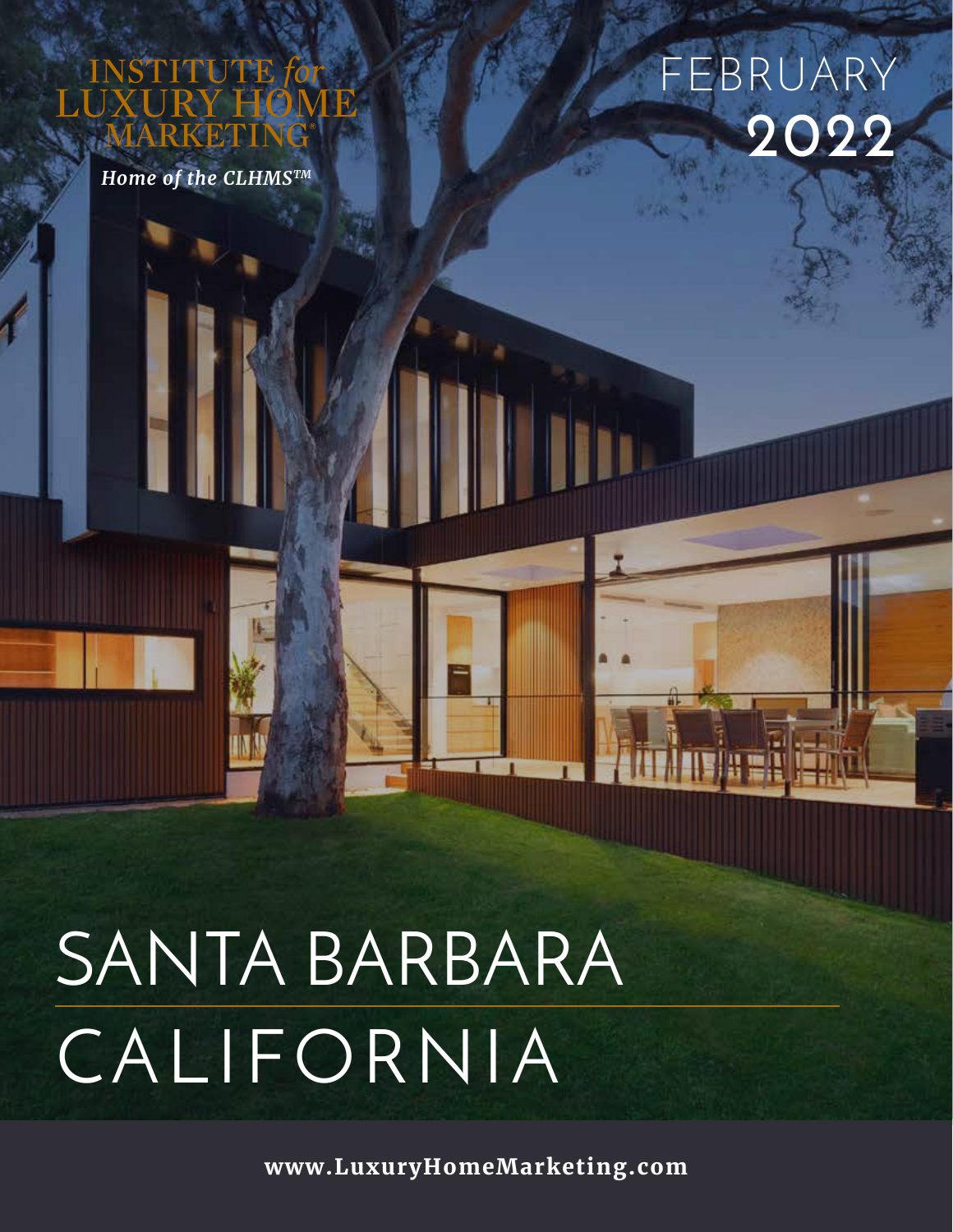INSTITUTE *for* LUXURY HOME MARKETING®

*Home of the CLHMS™*

FEBRUARY
**2022**

# SANTA BARBARA CALIFORNIA

**www.LuxuryHomeMarketing.com**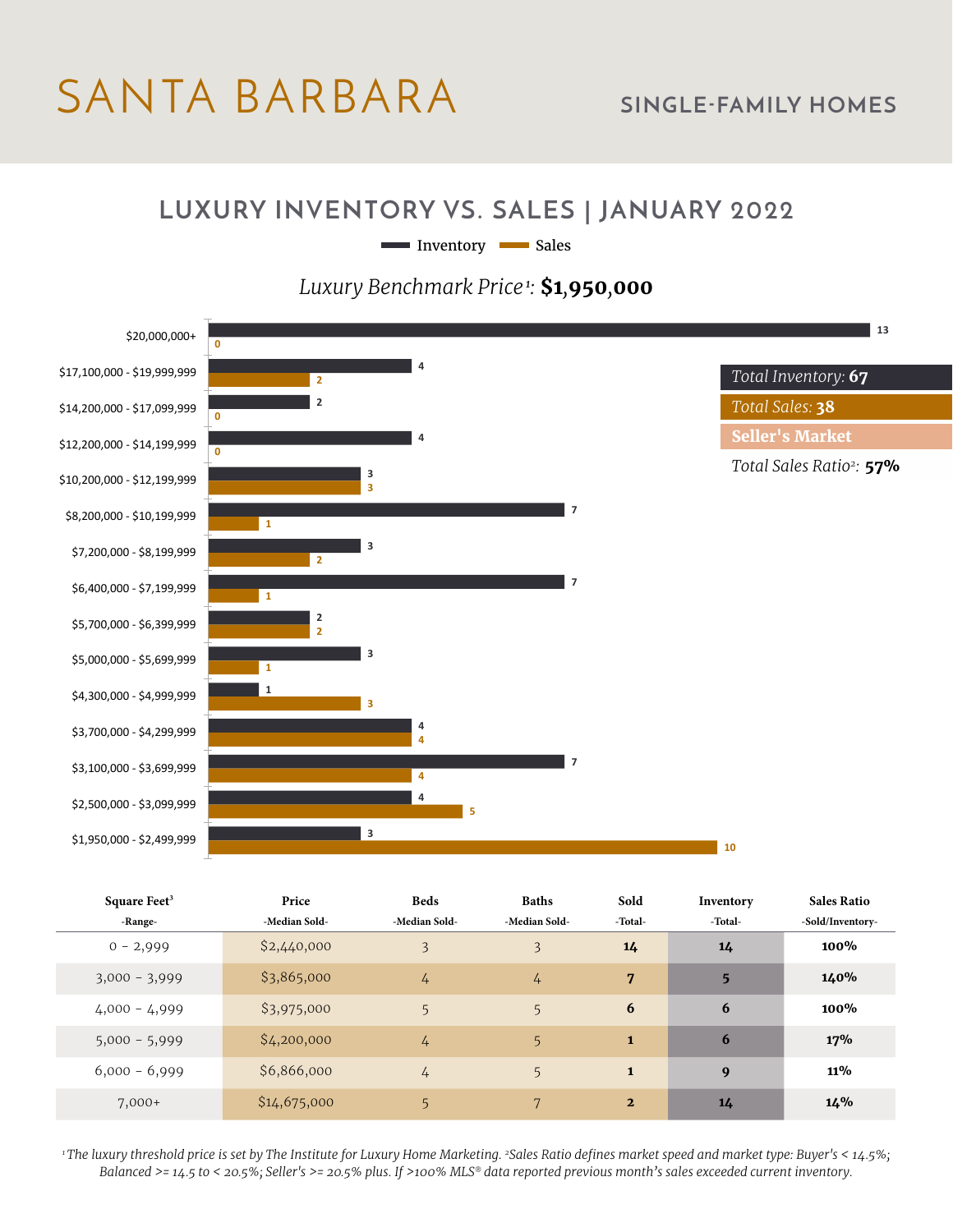# SANTA BARBARA

## SINGLE-FAMILY HOMES

## LUXURY INVENTORY VS. SALES | JANUARY 2022

Inventory / Sales

*Luxury Benchmark Price*[1]: **$1,950,000**

| Price Range | Inventory | Sales |
|---|---|---|
| $20,000,000+ | 13 | 0 |
| $17,100,000 - $19,999,999 | 4 | 2 |
| $14,200,000 - $17,099,999 | 2 | 0 |
| $12,200,000 - $14,199,999 | 4 | 0 |
| $10,200,000 - $12,199,999 | 3 | 3 |
| $8,200,000 - $10,199,999 | 7 | 1 |
| $7,200,000 - $8,199,999 | 3 | 2 |
| $6,400,000 - $7,199,999 | 7 | 1 |
| $5,700,000 - $6,399,999 | 2 | 2 |
| $5,000,000 - $5,699,999 | 3 | 1 |
| $4,300,000 - $4,999,999 | 1 | 3 |
| $3,700,000 - $4,299,999 | 4 | 4 |
| $3,100,000 - $3,699,999 | 7 | 4 |
| $2,500,000 - $3,099,999 | 4 | 5 |
| $1,950,000 - $2,499,999 | 3 | 10 |

*Total Inventory:* **67**

*Total Sales:* **38**

**Seller's Market**

*Total Sales Ratio*[2]: **57%**

| Square Feet[3] -Range- | Price -Median Sold- | Beds -Median Sold- | Baths -Median Sold- | Sold -Total- | Inventory -Total- | Sales Ratio -Sold/Inventory- |
|---|---|---|---|---|---|---|
| 0 - 2,999 | $2,440,000 | 3 | 3 | **14** | **14** | **100%** |
| 3,000 - 3,999 | $3,865,000 | 4 | 4 | **7** | **5** | **140%** |
| 4,000 - 4,999 | $3,975,000 | 5 | 5 | **6** | **6** | **100%** |
| 5,000 - 5,999 | $4,200,000 | 4 | 5 | **1** | **6** | **17%** |
| 6,000 - 6,999 | $6,866,000 | 4 | 5 | **1** | **9** | **11%** |
| 7,000+ | $14,675,000 | 5 | 7 | **2** | **14** | **14%** |

*[1]The luxury threshold price is set by The Institute for Luxury Home Marketing. [2]Sales Ratio defines market speed and market type: Buyer's < 14.5%; Balanced >= 14.5 to < 20.5%; Seller's >= 20.5% plus. If >100% MLS® data reported previous month's sales exceeded current inventory.*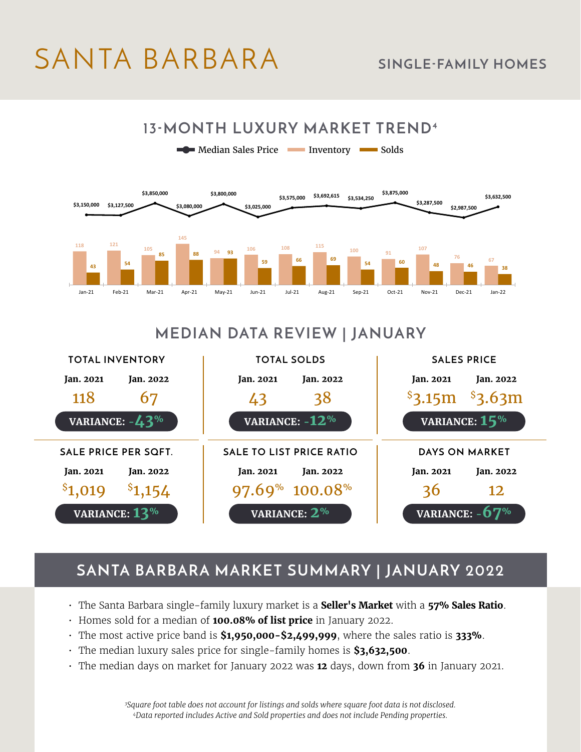# SANTA BARBARA

## SINGLE-FAMILY HOMES

## 13-MONTH LUXURY MARKET TREND[4]

Median Sales Price | Inventory | Solds

| Month | Median Sales Price | Inventory | Solds |
|---|---|---|---|
| Jan-21 | $3,150,000 | 118 | 43 |
| Feb-21 | $3,127,500 | 121 | 54 |
| Mar-21 | $3,850,000 | 105 | 85 |
| Apr-21 | $3,080,000 | 145 | 88 |
| May-21 | $3,800,000 | 94 | 93 |
| Jun-21 | $3,025,000 | 106 | 59 |
| Jul-21 | $3,575,000 | 108 | 66 |
| Aug-21 | $3,692,615 | 115 | 69 |
| Sep-21 | $3,534,250 | 100 | 54 |
| Oct-21 | $3,875,000 | 91 | 60 |
| Nov-21 | $3,287,500 | 107 | 48 |
| Dec-21 | $2,987,500 | 76 | 46 |
| Jan-22 | $3,632,500 | 67 | 38 |

## MEDIAN DATA REVIEW | JANUARY

| Metric | Jan. 2021 | Jan. 2022 | Variance |
|---|---|---|---|
| TOTAL INVENTORY | 118 | 67 | -43% |
| TOTAL SOLDS | 43 | 38 | -12% |
| SALES PRICE | $3.15m | $3.63m | 15% |
| SALE PRICE PER SQFT. | $1,019 | $1,154 | 13% |
| SALE TO LIST PRICE RATIO | 97.69% | 100.08% | 2% |
| DAYS ON MARKET | 36 | 12 | -67% |

## SANTA BARBARA MARKET SUMMARY | JANUARY 2022

- The Santa Barbara single-family luxury market is a **Seller's Market** with a **57% Sales Ratio**.
- Homes sold for a median of **100.08% of list price** in January 2022.
- The most active price band is **$1,950,000-$2,499,999**, where the sales ratio is **333%**.
- The median luxury sales price for single-family homes is **$3,632,500**.
- The median days on market for January 2022 was **12** days, down from **36** in January 2021.

*[3]Square foot table does not account for listings and solds where square foot data is not disclosed.*
*[4]Data reported includes Active and Sold properties and does not include Pending properties.*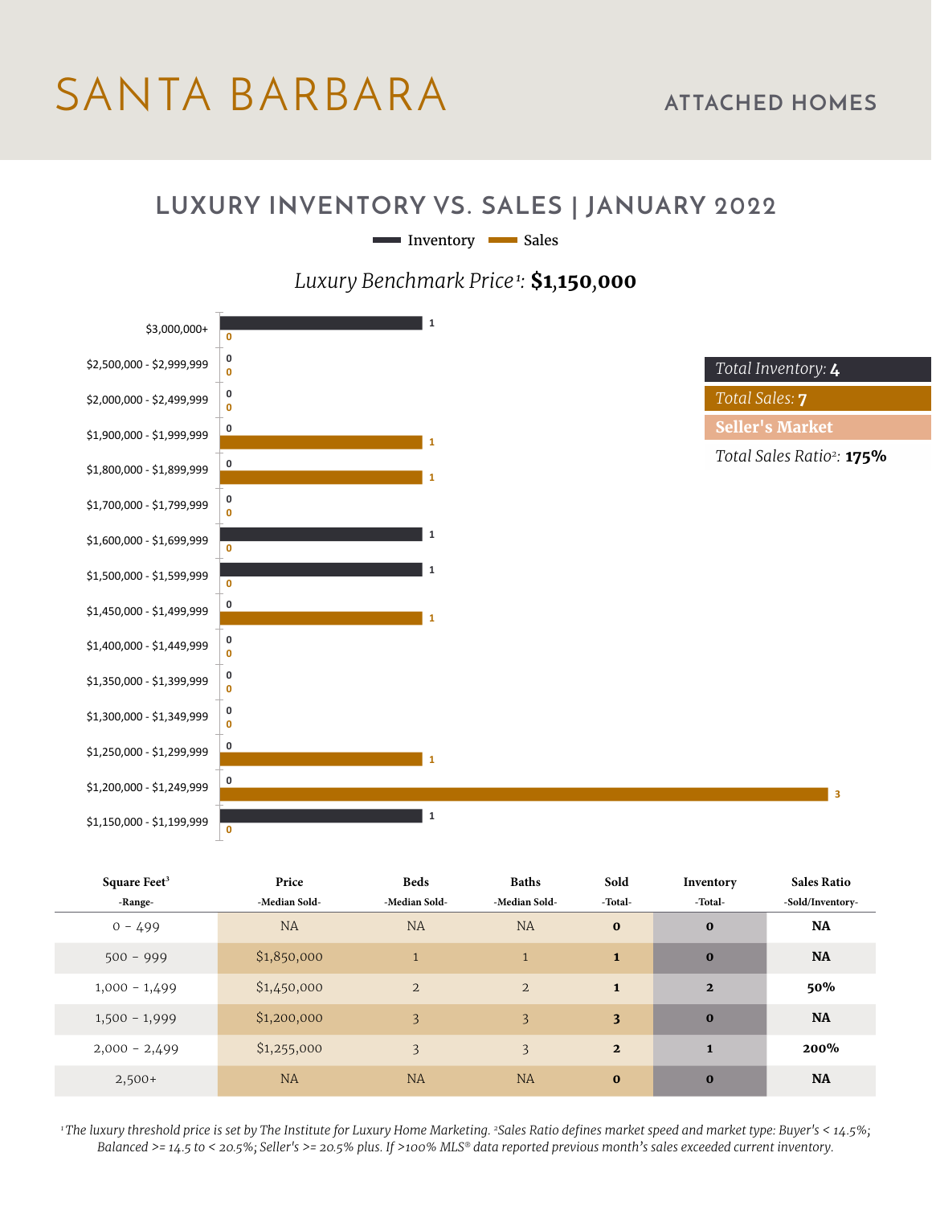# SANTA BARBARA

## ATTACHED HOMES

## LUXURY INVENTORY VS. SALES | JANUARY 2022

Inventory / Sales

*Luxury Benchmark Price[1]:* **$1,150,000**

| Price Range | Inventory | Sales |
|---|---|---|
| $3,000,000+ | 1 | 0 |
| $2,500,000 - $2,999,999 | 0 | 0 |
| $2,000,000 - $2,499,999 | 0 | 0 |
| $1,900,000 - $1,999,999 | 0 | 1 |
| $1,800,000 - $1,899,999 | 0 | 1 |
| $1,700,000 - $1,799,999 | 0 | 0 |
| $1,600,000 - $1,699,999 | 1 | 0 |
| $1,500,000 - $1,599,999 | 1 | 0 |
| $1,450,000 - $1,499,999 | 0 | 1 |
| $1,400,000 - $1,449,999 | 0 | 0 |
| $1,350,000 - $1,399,999 | 0 | 0 |
| $1,300,000 - $1,349,999 | 0 | 0 |
| $1,250,000 - $1,299,999 | 0 | 1 |
| $1,200,000 - $1,249,999 | 0 | 3 |
| $1,150,000 - $1,199,999 | 1 | 0 |

*Total Inventory:* **4**

*Total Sales:* **7**

**Seller's Market**

*Total Sales Ratio[2]:* **175%**

| Square Feet[3] -Range- | Price -Median Sold- | Beds -Median Sold- | Baths -Median Sold- | Sold -Total- | Inventory -Total- | Sales Ratio -Sold/Inventory- |
|---|---|---|---|---|---|---|
| 0 - 499 | NA | NA | NA | **0** | **0** | **NA** |
| 500 - 999 | $1,850,000 | 1 | 1 | **1** | **0** | **NA** |
| 1,000 - 1,499 | $1,450,000 | 2 | 2 | **1** | **2** | **50%** |
| 1,500 - 1,999 | $1,200,000 | 3 | 3 | **3** | **0** | **NA** |
| 2,000 - 2,499 | $1,255,000 | 3 | 3 | **2** | **1** | **200%** |
| 2,500+ | NA | NA | NA | **0** | **0** | **NA** |

*[1]The luxury threshold price is set by The Institute for Luxury Home Marketing. [2]Sales Ratio defines market speed and market type: Buyer's < 14.5%; Balanced >= 14.5 to < 20.5%; Seller's >= 20.5% plus. If >100% MLS® data reported previous month's sales exceeded current inventory.*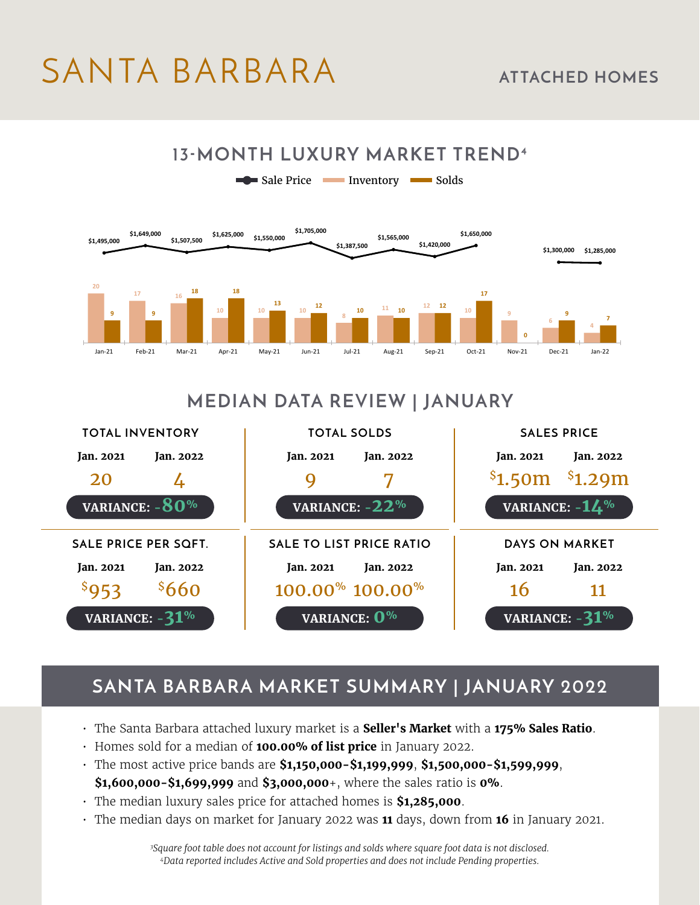# SANTA BARBARA

ATTACHED HOMES

## 13-MONTH LUXURY MARKET TREND[4]

Sale Price Inventory Solds

$1,495,000 $1,649,000 $1,507,500 $1,625,000 $1,550,000 $1,705,000 $1,387,500 $1,565,000 $1,420,000 $1,650,000 $1,300,000 $1,285,000

20 9 17 9 16 18 10 18 10 13 10 12 8 10 11 10 12 12 10 17 9 0 6 9 4 7

Jan-21 Feb-21 Mar-21 Apr-21 May-21 Jun-21 Jul-21 Aug-21 Sep-21 Oct-21 Nov-21 Dec-21 Jan-22

## MEDIAN DATA REVIEW | JANUARY

| | Jan. 2021 | Jan. 2022 | Variance |
|---|---|---|---|
| TOTAL INVENTORY | 20 | 4 | -80% |
| TOTAL SOLDS | 9 | 7 | -22% |
| SALES PRICE | $1.50m | $1.29m | -14% |
| SALE PRICE PER SQFT. | $953 | $660 | -31% |
| SALE TO LIST PRICE RATIO | 100.00% | 100.00% | 0% |
| DAYS ON MARKET | 16 | 11 | -31% |

## SANTA BARBARA MARKET SUMMARY | JANUARY 2022

- The Santa Barbara attached luxury market is a **Seller's Market** with a **175% Sales Ratio**.
- Homes sold for a median of **100.00% of list price** in January 2022.
- The most active price bands are **$1,150,000-$1,199,999**, **$1,500,000-$1,599,999**, **$1,600,000-$1,699,999** and **$3,000,000**+, where the sales ratio is **0%**.
- The median luxury sales price for attached homes is **$1,285,000**.
- The median days on market for January 2022 was **11** days, down from **16** in January 2021.

*[3]Square foot table does not account for listings and solds where square foot data is not disclosed.*
*[4]Data reported includes Active and Sold properties and does not include Pending properties.*